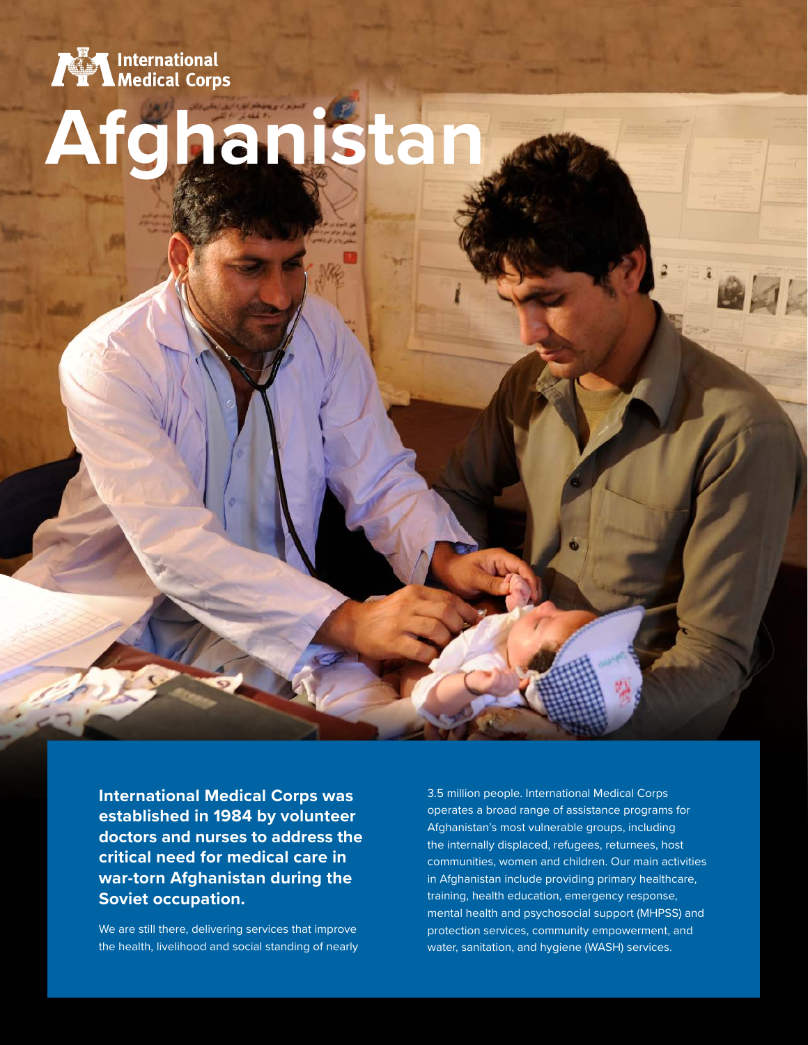International Medical Corps

# Afghanistan

**International Medical Corps was established in 1984 by volunteer doctors and nurses to address the critical need for medical care in war-torn Afghanistan during the Soviet occupation.**

We are still there, delivering services that improve the health, livelihood and social standing of nearly 3.5 million people. International Medical Corps operates a broad range of assistance programs for Afghanistan's most vulnerable groups, including the internally displaced, refugees, returnees, host communities, women and children. Our main activities in Afghanistan include providing primary healthcare, training, health education, emergency response, mental health and psychosocial support (MHPSS) and protection services, community empowerment, and water, sanitation, and hygiene (WASH) services.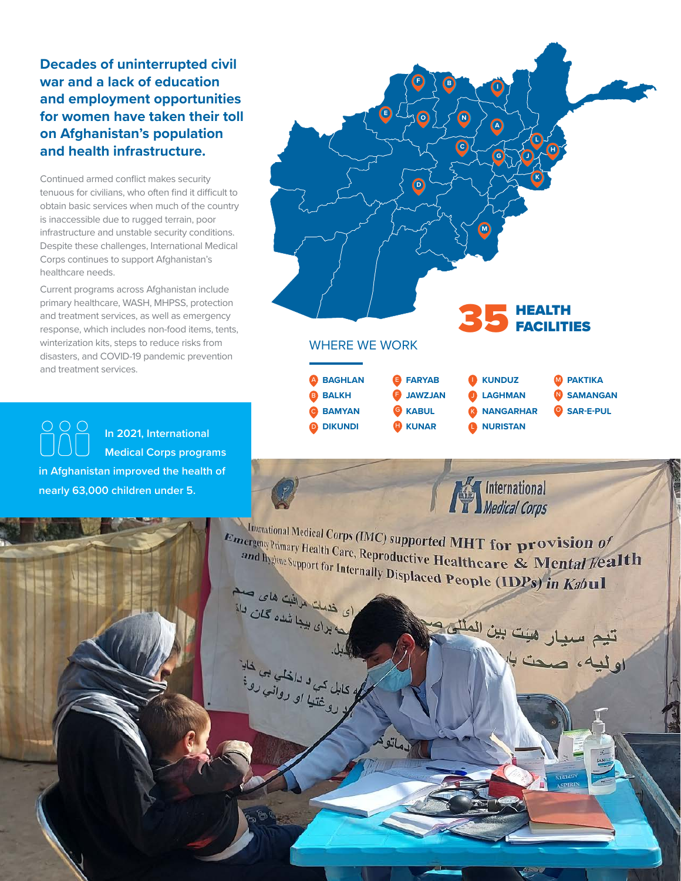## Decades of uninterrupted civil war and a lack of education and employment opportunities for women have taken their toll on Afghanistan's population and health infrastructure.

Continued armed conflict makes security tenuous for civilians, who often find it difficult to obtain basic services when much of the country is inaccessible due to rugged terrain, poor infrastructure and unstable security conditions. Despite these challenges, International Medical Corps continues to support Afghanistan's healthcare needs.

Current programs across Afghanistan include primary healthcare, WASH, MHPSS, protection and treatment services, as well as emergency response, which includes non-food items, tents, winterization kits, steps to reduce risks from disasters, and COVID-19 pandemic prevention and treatment services.

**In 2021, International Medical Corps programs in Afghanistan improved the health of nearly 63,000 children under 5.**

**35 HEALTH FACILITIES**

### WHERE WE WORK

- A BAGHLAN
- B BALKH
- C BAMYAN
- D DIKUNDI
- E FARYAB
- F JAWZJAN
- G KABUL
- H KUNAR
- I KUNDUZ
- J LAGHMAN
- K NANGARHAR
- L NURISTAN
- M PAKTIKA
- N SAMANGAN
- O SAR-E-PUL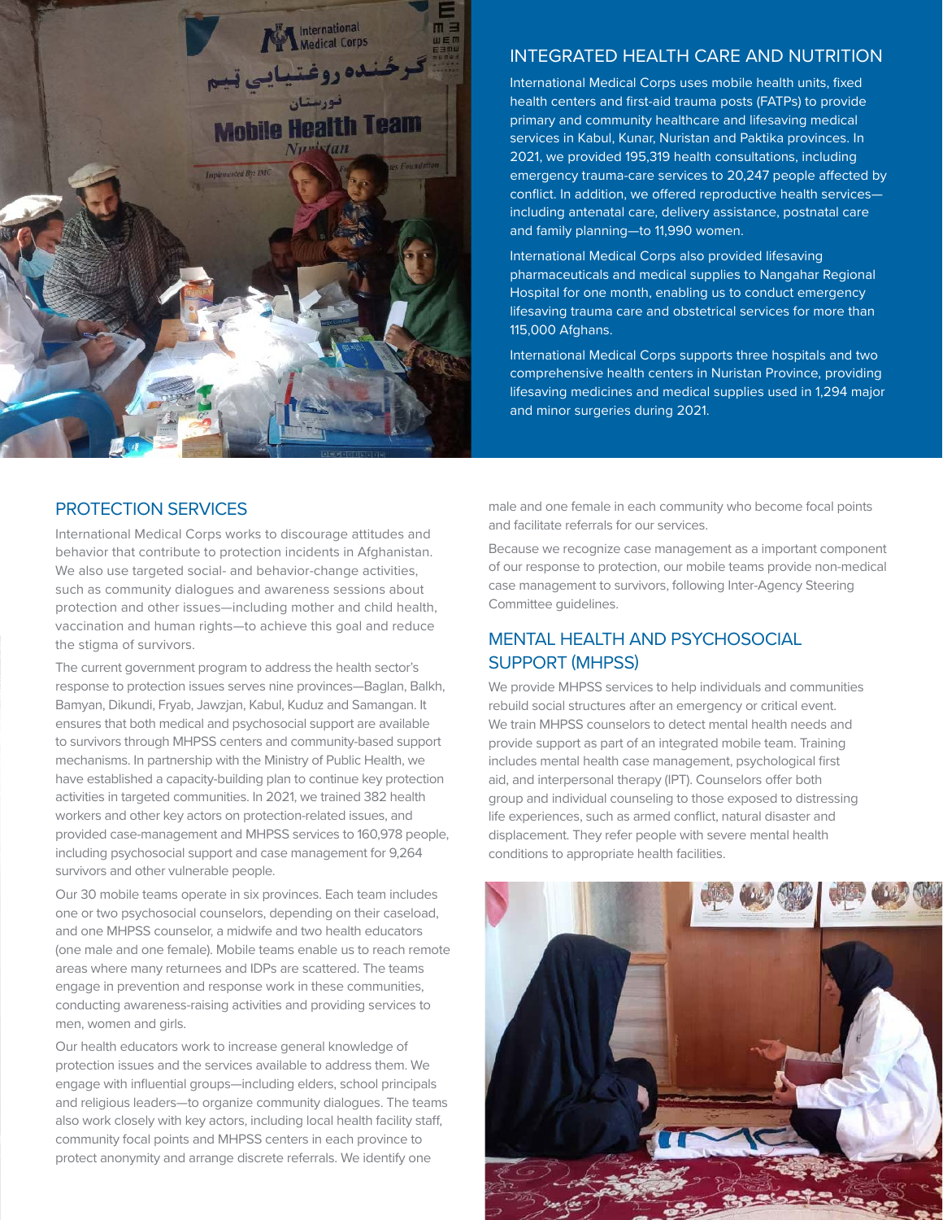## INTEGRATED HEALTH CARE AND NUTRITION

International Medical Corps uses mobile health units, fixed health centers and first-aid trauma posts (FATPs) to provide primary and community healthcare and lifesaving medical services in Kabul, Kunar, Nuristan and Paktika provinces. In 2021, we provided 195,319 health consultations, including emergency trauma-care services to 20,247 people affected by conflict. In addition, we offered reproductive health services—including antenatal care, delivery assistance, postnatal care and family planning—to 11,990 women.

International Medical Corps also provided lifesaving pharmaceuticals and medical supplies to Nangahar Regional Hospital for one month, enabling us to conduct emergency lifesaving trauma care and obstetrical services for more than 115,000 Afghans.

International Medical Corps supports three hospitals and two comprehensive health centers in Nuristan Province, providing lifesaving medicines and medical supplies used in 1,294 major and minor surgeries during 2021.

## PROTECTION SERVICES

International Medical Corps works to discourage attitudes and behavior that contribute to protection incidents in Afghanistan. We also use targeted social- and behavior-change activities, such as community dialogues and awareness sessions about protection and other issues—including mother and child health, vaccination and human rights—to achieve this goal and reduce the stigma of survivors.

The current government program to address the health sector's response to protection issues serves nine provinces—Baglan, Balkh, Bamyan, Dikundi, Fryab, Jawzjan, Kabul, Kuduz and Samangan. It ensures that both medical and psychosocial support are available to survivors through MHPSS centers and community-based support mechanisms. In partnership with the Ministry of Public Health, we have established a capacity-building plan to continue key protection activities in targeted communities. In 2021, we trained 382 health workers and other key actors on protection-related issues, and provided case-management and MHPSS services to 160,978 people, including psychosocial support and case management for 9,264 survivors and other vulnerable people.

Our 30 mobile teams operate in six provinces. Each team includes one or two psychosocial counselors, depending on their caseload, and one MHPSS counselor, a midwife and two health educators (one male and one female). Mobile teams enable us to reach remote areas where many returnees and IDPs are scattered. The teams engage in prevention and response work in these communities, conducting awareness-raising activities and providing services to men, women and girls.

Our health educators work to increase general knowledge of protection issues and the services available to address them. We engage with influential groups—including elders, school principals and religious leaders—to organize community dialogues. The teams also work closely with key actors, including local health facility staff, community focal points and MHPSS centers in each province to protect anonymity and arrange discrete referrals. We identify one male and one female in each community who become focal points and facilitate referrals for our services.

Because we recognize case management as a important component of our response to protection, our mobile teams provide non-medical case management to survivors, following Inter-Agency Steering Committee guidelines.

## MENTAL HEALTH AND PSYCHOSOCIAL SUPPORT (MHPSS)

We provide MHPSS services to help individuals and communities rebuild social structures after an emergency or critical event. We train MHPSS counselors to detect mental health needs and provide support as part of an integrated mobile team. Training includes mental health case management, psychological first aid, and interpersonal therapy (IPT). Counselors offer both group and individual counseling to those exposed to distressing life experiences, such as armed conflict, natural disaster and displacement. They refer people with severe mental health conditions to appropriate health facilities.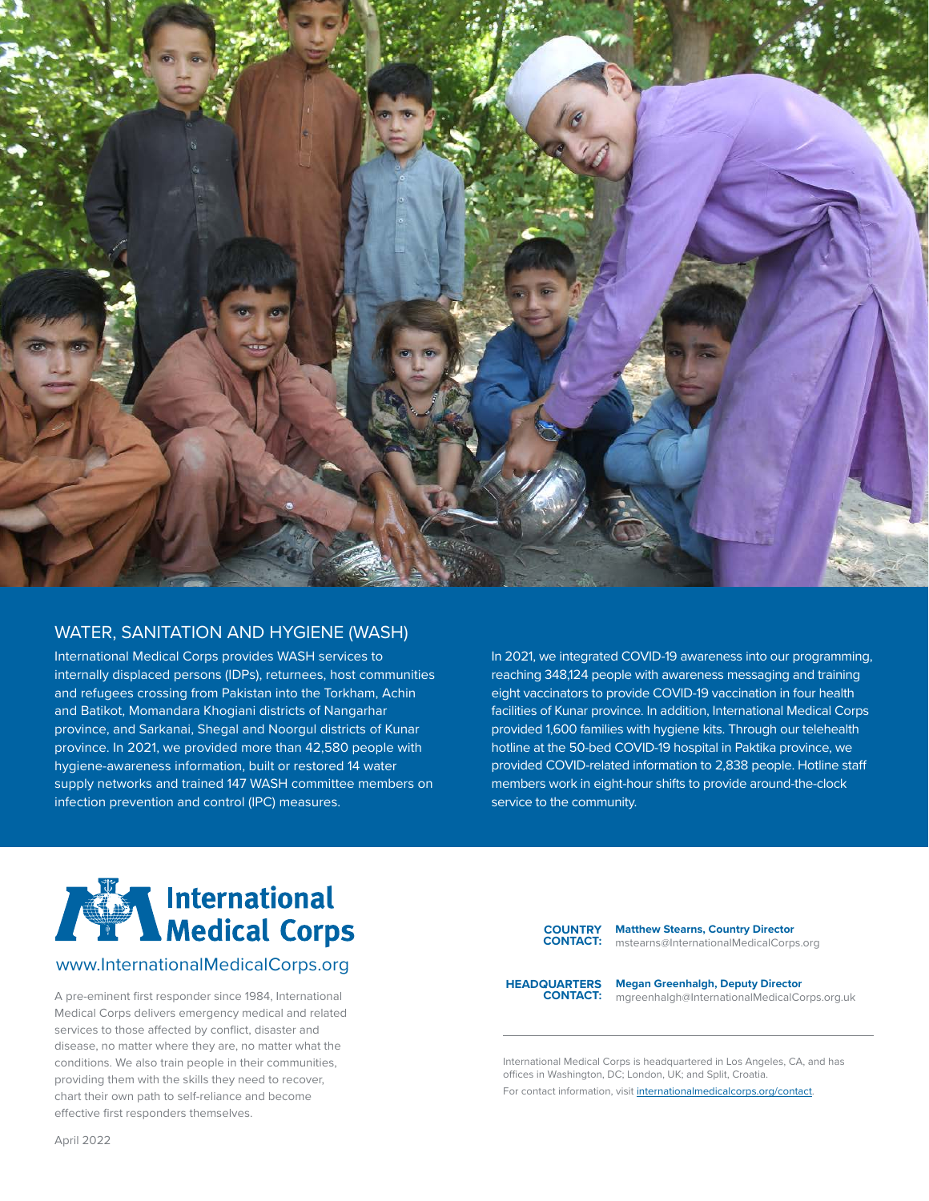## WATER, SANITATION AND HYGIENE (WASH)

International Medical Corps provides WASH services to internally displaced persons (IDPs), returnees, host communities and refugees crossing from Pakistan into the Torkham, Achin and Batikot, Momandara Khogiani districts of Nangarhar province, and Sarkanai, Shegal and Noorgul districts of Kunar province. In 2021, we provided more than 42,580 people with hygiene-awareness information, built or restored 14 water supply networks and trained 147 WASH committee members on infection prevention and control (IPC) measures.

In 2021, we integrated COVID-19 awareness into our programming, reaching 348,124 people with awareness messaging and training eight vaccinators to provide COVID-19 vaccination in four health facilities of Kunar province. In addition, International Medical Corps provided 1,600 families with hygiene kits. Through our telehealth hotline at the 50-bed COVID-19 hospital in Paktika province, we provided COVID-related information to 2,838 people. Hotline staff members work in eight-hour shifts to provide around-the-clock service to the community.

**International Medical Corps**

www.InternationalMedicalCorps.org

A pre-eminent first responder since 1984, International Medical Corps delivers emergency medical and related services to those affected by conflict, disaster and disease, no matter where they are, no matter what the conditions. We also train people in their communities, providing them with the skills they need to recover, chart their own path to self-reliance and become effective first responders themselves.

**COUNTRY CONTACT:** **Matthew Stearns, Country Director**
mstearns@InternationalMedicalCorps.org

**HEADQUARTERS CONTACT:** **Megan Greenhalgh, Deputy Director**
mgreenhalgh@InternationalMedicalCorps.org.uk

International Medical Corps is headquartered in Los Angeles, CA, and has offices in Washington, DC; London, UK; and Split, Croatia.
For contact information, visit internationalmedicalcorps.org/contact.

April 2022